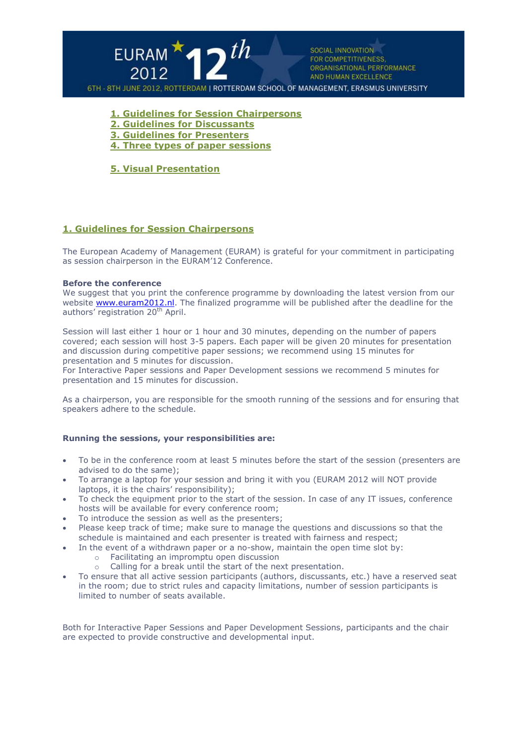EURAM 2012 12th

SOCIAL INNOVATION FOR COMPETITIVENESS, ORGANISATIONAL PERFORMANCE AND HUMAN EXCELLENCE

6TH - 8TH JUNE 2012, ROTTERDAM | ROTTERDAM SCHOOL OF MANAGEMENT, ERASMUS UNIVERSITY

1. Guidelines for Session Chairpersons
2. Guidelines for Discussants
3. Guidelines for Presenters
4. Three types of paper sessions

5. Visual Presentation

## 1. Guidelines for Session Chairpersons

The European Academy of Management (EURAM) is grateful for your commitment in participating as session chairperson in the EURAM'12 Conference.

**Before the conference**

We suggest that you print the conference programme by downloading the latest version from our website www.euram2012.nl. The finalized programme will be published after the deadline for the authors' registration 20th April.

Session will last either 1 hour or 1 hour and 30 minutes, depending on the number of papers covered; each session will host 3-5 papers. Each paper will be given 20 minutes for presentation and discussion during competitive paper sessions; we recommend using 15 minutes for presentation and 5 minutes for discussion.

For Interactive Paper sessions and Paper Development sessions we recommend 5 minutes for presentation and 15 minutes for discussion.

As a chairperson, you are responsible for the smooth running of the sessions and for ensuring that speakers adhere to the schedule.

**Running the sessions, your responsibilities are:**

- To be in the conference room at least 5 minutes before the start of the session (presenters are advised to do the same);
- To arrange a laptop for your session and bring it with you (EURAM 2012 will NOT provide laptops, it is the chairs' responsibility);
- To check the equipment prior to the start of the session. In case of any IT issues, conference hosts will be available for every conference room;
- To introduce the session as well as the presenters;
- Please keep track of time; make sure to manage the questions and discussions so that the schedule is maintained and each presenter is treated with fairness and respect;
- In the event of a withdrawn paper or a no-show, maintain the open time slot by:
  - Facilitating an impromptu open discussion
  - Calling for a break until the start of the next presentation.
- To ensure that all active session participants (authors, discussants, etc.) have a reserved seat in the room; due to strict rules and capacity limitations, number of session participants is limited to number of seats available.

Both for Interactive Paper Sessions and Paper Development Sessions, participants and the chair are expected to provide constructive and developmental input.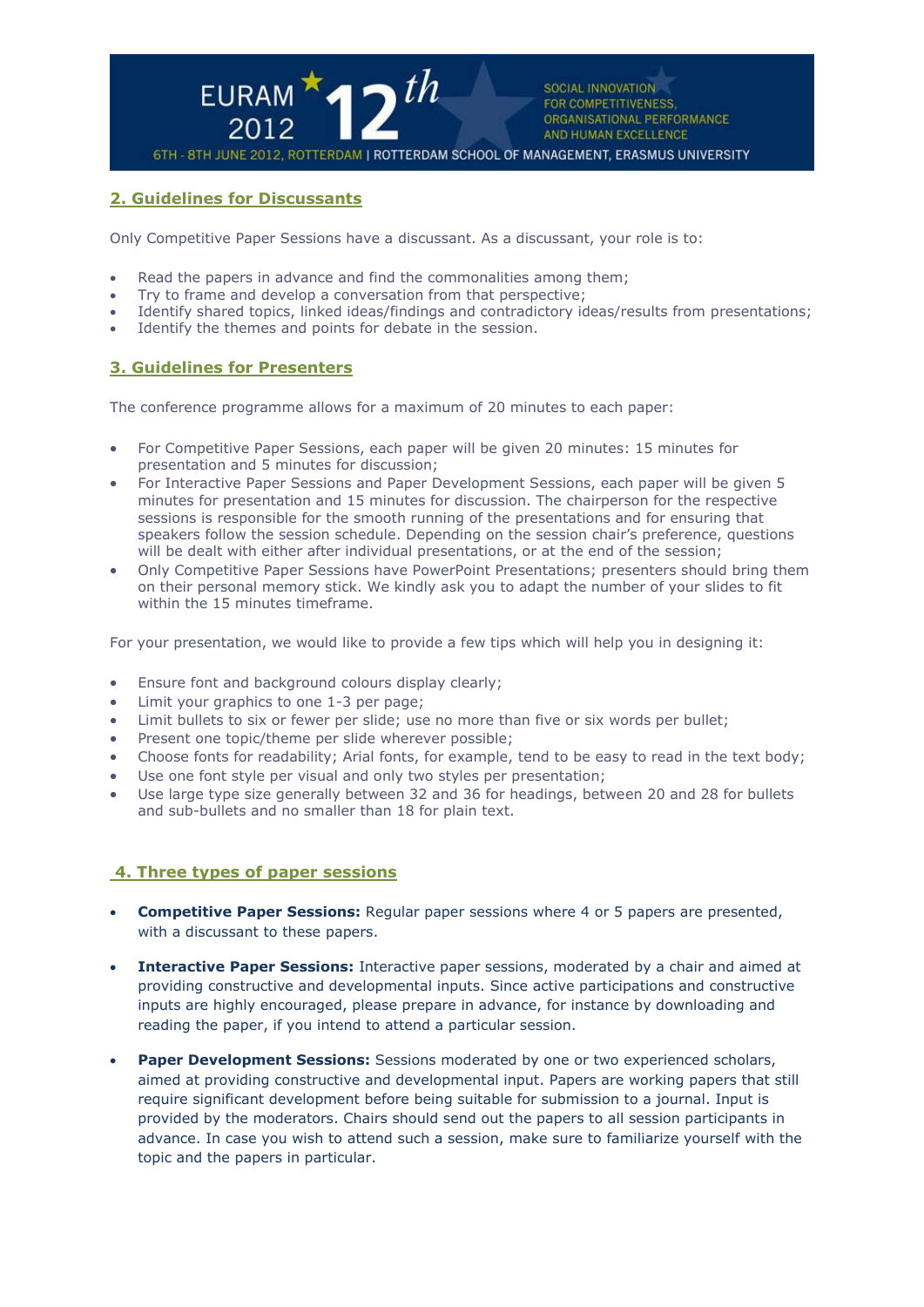## 2. Guidelines for Discussants

Only Competitive Paper Sessions have a discussant. As a discussant, your role is to:

- Read the papers in advance and find the commonalities among them;
- Try to frame and develop a conversation from that perspective;
- Identify shared topics, linked ideas/findings and contradictory ideas/results from presentations;
- Identify the themes and points for debate in the session.

## 3. Guidelines for Presenters

The conference programme allows for a maximum of 20 minutes to each paper:

- For Competitive Paper Sessions, each paper will be given 20 minutes: 15 minutes for presentation and 5 minutes for discussion;
- For Interactive Paper Sessions and Paper Development Sessions, each paper will be given 5 minutes for presentation and 15 minutes for discussion. The chairperson for the respective sessions is responsible for the smooth running of the presentations and for ensuring that speakers follow the session schedule. Depending on the session chair's preference, questions will be dealt with either after individual presentations, or at the end of the session;
- Only Competitive Paper Sessions have PowerPoint Presentations; presenters should bring them on their personal memory stick. We kindly ask you to adapt the number of your slides to fit within the 15 minutes timeframe.

For your presentation, we would like to provide a few tips which will help you in designing it:

- Ensure font and background colours display clearly;
- Limit your graphics to one 1-3 per page;
- Limit bullets to six or fewer per slide; use no more than five or six words per bullet;
- Present one topic/theme per slide wherever possible;
- Choose fonts for readability; Arial fonts, for example, tend to be easy to read in the text body;
- Use one font style per visual and only two styles per presentation;
- Use large type size generally between 32 and 36 for headings, between 20 and 28 for bullets and sub-bullets and no smaller than 18 for plain text.

## 4. Three types of paper sessions

- **Competitive Paper Sessions:** Regular paper sessions where 4 or 5 papers are presented, with a discussant to these papers.
- **Interactive Paper Sessions:** Interactive paper sessions, moderated by a chair and aimed at providing constructive and developmental inputs. Since active participations and constructive inputs are highly encouraged, please prepare in advance, for instance by downloading and reading the paper, if you intend to attend a particular session.
- **Paper Development Sessions:** Sessions moderated by one or two experienced scholars, aimed at providing constructive and developmental input. Papers are working papers that still require significant development before being suitable for submission to a journal. Input is provided by the moderators. Chairs should send out the papers to all session participants in advance. In case you wish to attend such a session, make sure to familiarize yourself with the topic and the papers in particular.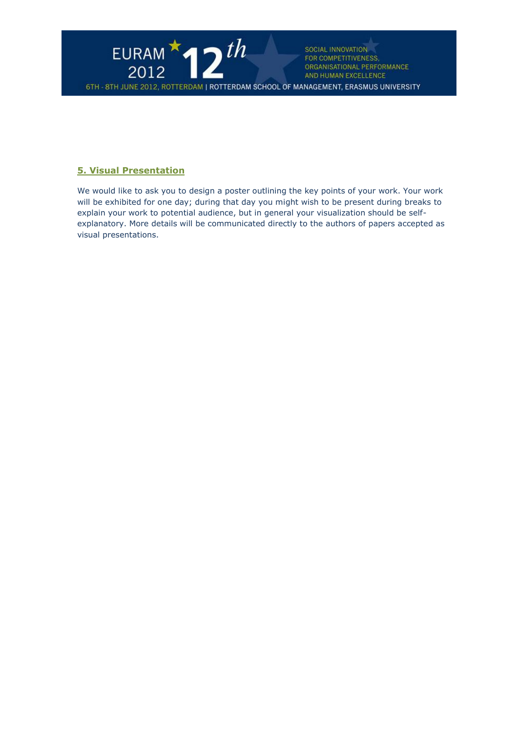## 5. Visual Presentation

We would like to ask you to design a poster outlining the key points of your work. Your work will be exhibited for one day; during that day you might wish to be present during breaks to explain your work to potential audience, but in general your visualization should be self-explanatory. More details will be communicated directly to the authors of papers accepted as visual presentations.